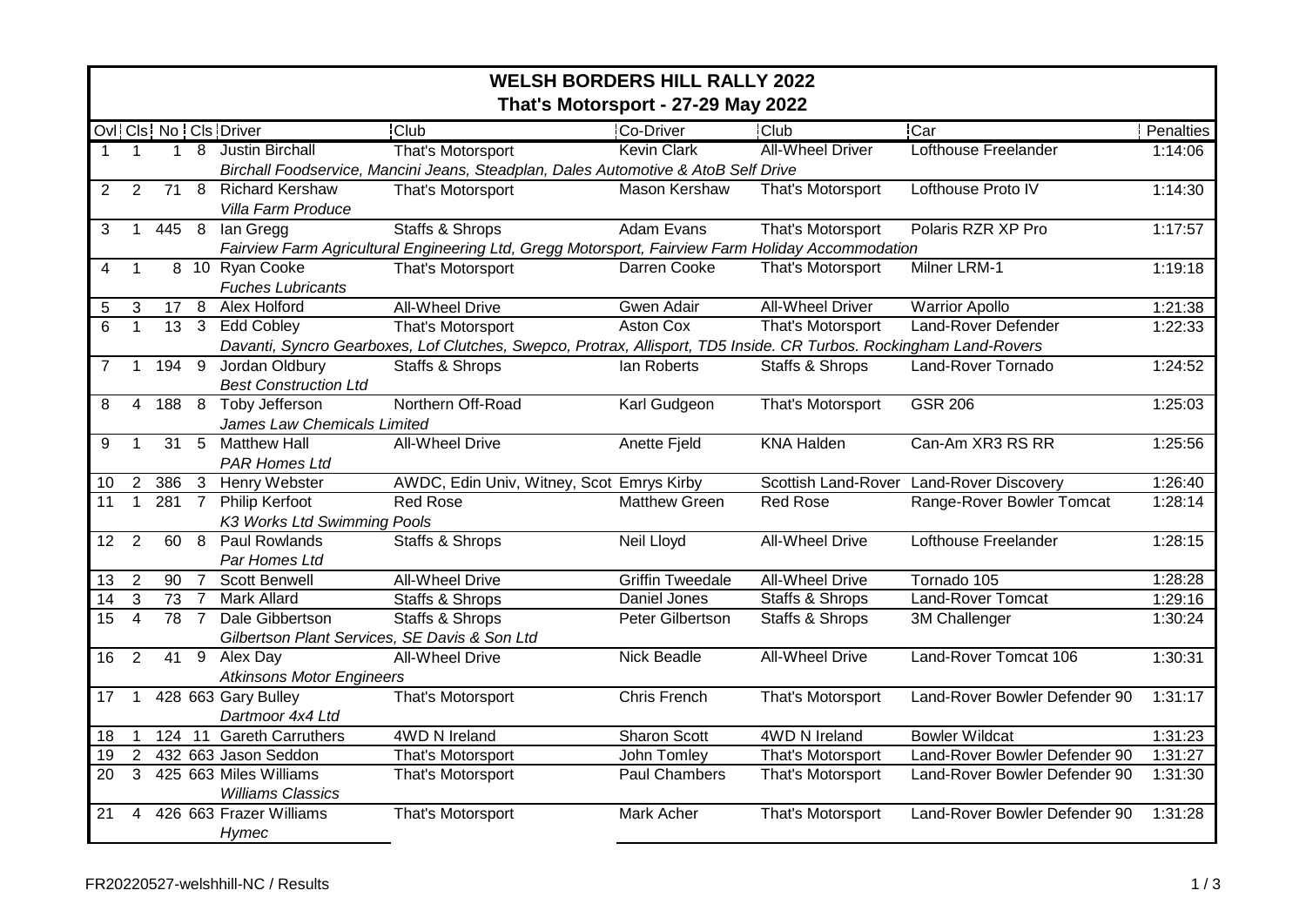# WELSH BORDERS HILL RALLY 2022

## That's Motorsport - 27-29 May 2022

| Ovl | Cls | No | Cls | Driver | Club | Co-Driver | Club | Car | Penalties |
|---|---|---|---|---|---|---|---|---|---|
| 1 | 1 | 1 | 8 | Justin Birchall | That's Motorsport | Kevin Clark | All-Wheel Driver | Lofthouse Freelander | 1:14:06 |
| | | | | *Birchall Foodservice, Mancini Jeans, Steadplan, Dales Automotive & AtoB Self Drive* | | | | | |
| 2 | 2 | 71 | 8 | Richard Kershaw | That's Motorsport | Mason Kershaw | That's Motorsport | Lofthouse Proto IV | 1:14:30 |
| | | | | *Villa Farm Produce* | | | | | |
| 3 | 1 | 445 | 8 | Ian Gregg | Staffs & Shrops | Adam Evans | That's Motorsport | Polaris RZR XP Pro | 1:17:57 |
| | | | | *Fairview Farm Agricultural Engineering Ltd, Gregg Motorsport, Fairview Farm Holiday Accommodation* | | | | | |
| 4 | 1 | 8 | 10 | Ryan Cooke | That's Motorsport | Darren Cooke | That's Motorsport | Milner LRM-1 | 1:19:18 |
| | | | | *Fuches Lubricants* | | | | | |
| 5 | 3 | 17 | 8 | Alex Holford | All-Wheel Drive | Gwen Adair | All-Wheel Driver | Warrior Apollo | 1:21:38 |
| 6 | 1 | 13 | 3 | Edd Cobley | That's Motorsport | Aston Cox | That's Motorsport | Land-Rover Defender | 1:22:33 |
| | | | | *Davanti, Syncro Gearboxes, Lof Clutches, Swepco, Protrax, Allisport, TD5 Inside. CR Turbos. Rockingham Land-Rovers* | | | | | |
| 7 | 1 | 194 | 9 | Jordan Oldbury | Staffs & Shrops | Ian Roberts | Staffs & Shrops | Land-Rover Tornado | 1:24:52 |
| | | | | *Best Construction Ltd* | | | | | |
| 8 | 4 | 188 | 8 | Toby Jefferson | Northern Off-Road | Karl Gudgeon | That's Motorsport | GSR 206 | 1:25:03 |
| | | | | *James Law Chemicals Limited* | | | | | |
| 9 | 1 | 31 | 5 | Matthew Hall | All-Wheel Drive | Anette Fjeld | KNA Halden | Can-Am XR3 RS RR | 1:25:56 |
| | | | | *PAR Homes Ltd* | | | | | |
| 10 | 2 | 386 | 3 | Henry Webster | AWDC, Edin Univ, Witney, Scot | Emrys Kirby | Scottish Land-Rover | Land-Rover Discovery | 1:26:40 |
| 11 | 1 | 281 | 7 | Philip Kerfoot | Red Rose | Matthew Green | Red Rose | Range-Rover Bowler Tomcat | 1:28:14 |
| | | | | *K3 Works Ltd Swimming Pools* | | | | | |
| 12 | 2 | 60 | 8 | Paul Rowlands | Staffs & Shrops | Neil Lloyd | All-Wheel Drive | Lofthouse Freelander | 1:28:15 |
| | | | | *Par Homes Ltd* | | | | | |
| 13 | 2 | 90 | 7 | Scott Benwell | All-Wheel Drive | Griffin Tweedale | All-Wheel Drive | Tornado 105 | 1:28:28 |
| 14 | 3 | 73 | 7 | Mark Allard | Staffs & Shrops | Daniel Jones | Staffs & Shrops | Land-Rover Tomcat | 1:29:16 |
| 15 | 4 | 78 | 7 | Dale Gibbertson | Staffs & Shrops | Peter Gilbertson | Staffs & Shrops | 3M Challenger | 1:30:24 |
| | | | | *Gilbertson Plant Services, SE Davis & Son Ltd* | | | | | |
| 16 | 2 | 41 | 9 | Alex Day | All-Wheel Drive | Nick Beadle | All-Wheel Drive | Land-Rover Tomcat 106 | 1:30:31 |
| | | | | *Atkinsons Motor Engineers* | | | | | |
| 17 | 1 | 428 | 663 | Gary Bulley | That's Motorsport | Chris French | That's Motorsport | Land-Rover Bowler Defender 90 | 1:31:17 |
| | | | | *Dartmoor 4x4 Ltd* | | | | | |
| 18 | 1 | 124 | 11 | Gareth Carruthers | 4WD N Ireland | Sharon Scott | 4WD N Ireland | Bowler Wildcat | 1:31:23 |
| 19 | 2 | 432 | 663 | Jason Seddon | That's Motorsport | John Tomley | That's Motorsport | Land-Rover Bowler Defender 90 | 1:31:27 |
| 20 | 3 | 425 | 663 | Miles Williams | That's Motorsport | Paul Chambers | That's Motorsport | Land-Rover Bowler Defender 90 | 1:31:30 |
| | | | | *Williams Classics* | | | | | |
| 21 | 4 | 426 | 663 | Frazer Williams | That's Motorsport | Mark Acher | That's Motorsport | Land-Rover Bowler Defender 90 | 1:31:28 |
| | | | | *Hymec* | | | | | |

FR20220527-welshhill-NC / Results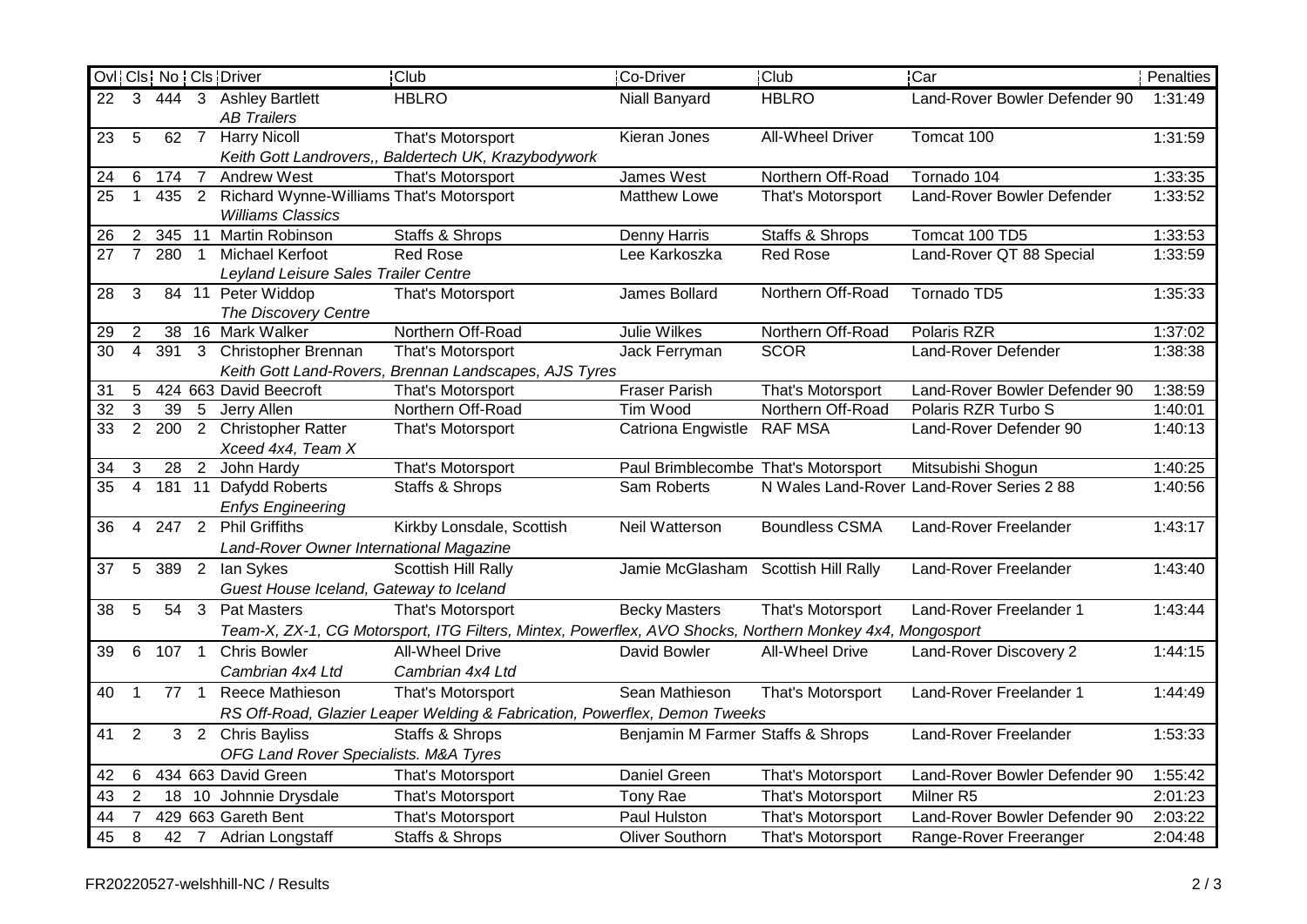| Ovl | Cls | No | Cls | Driver | Club | Co-Driver | Club | Car | Penalties |
|---|---|---|---|---|---|---|---|---|---|
| 22 | 3 | 444 | 3 | Ashley Bartlett<br>*AB Trailers* | HBLRO | Niall Banyard | HBLRO | Land-Rover Bowler Defender 90 | 1:31:49 |
| 23 | 5 | 62 | 7 | Harry Nicoll<br>*Keith Gott Landrovers,, Baldertech UK, Krazybodywork* | That's Motorsport | Kieran Jones | All-Wheel Driver | Tomcat 100 | 1:31:59 |
| 24 | 6 | 174 | 7 | Andrew West | That's Motorsport | James West | Northern Off-Road | Tornado 104 | 1:33:35 |
| 25 | 1 | 435 | 2 | Richard Wynne-Williams<br>*Williams Classics* | That's Motorsport | Matthew Lowe | That's Motorsport | Land-Rover Bowler Defender | 1:33:52 |
| 26 | 2 | 345 | 11 | Martin Robinson | Staffs & Shrops | Denny Harris | Staffs & Shrops | Tomcat 100 TD5 | 1:33:53 |
| 27 | 7 | 280 | 1 | Michael Kerfoot<br>*Leyland Leisure Sales Trailer Centre* | Red Rose | Lee Karkoszka | Red Rose | Land-Rover QT 88 Special | 1:33:59 |
| 28 | 3 | 84 | 11 | Peter Widdop<br>*The Discovery Centre* | That's Motorsport | James Bollard | Northern Off-Road | Tornado TD5 | 1:35:33 |
| 29 | 2 | 38 | 16 | Mark Walker | Northern Off-Road | Julie Wilkes | Northern Off-Road | Polaris RZR | 1:37:02 |
| 30 | 4 | 391 | 3 | Christopher Brennan<br>*Keith Gott Land-Rovers, Brennan Landscapes, AJS Tyres* | That's Motorsport | Jack Ferryman | SCOR | Land-Rover Defender | 1:38:38 |
| 31 | 5 | 424 | 663 | David Beecroft | That's Motorsport | Fraser Parish | That's Motorsport | Land-Rover Bowler Defender 90 | 1:38:59 |
| 32 | 3 | 39 | 5 | Jerry Allen | Northern Off-Road | Tim Wood | Northern Off-Road | Polaris RZR Turbo S | 1:40:01 |
| 33 | 2 | 200 | 2 | Christopher Ratter<br>*Xceed 4x4, Team X* | That's Motorsport | Catriona Engwistle | RAF MSA | Land-Rover Defender 90 | 1:40:13 |
| 34 | 3 | 28 | 2 | John Hardy | That's Motorsport | Paul Brimblecombe | That's Motorsport | Mitsubishi Shogun | 1:40:25 |
| 35 | 4 | 181 | 11 | Dafydd Roberts<br>*Enfys Engineering* | Staffs & Shrops | Sam Roberts | N Wales Land-Rover | Land-Rover Series 2 88 | 1:40:56 |
| 36 | 4 | 247 | 2 | Phil Griffiths<br>*Land-Rover Owner International Magazine* | Kirkby Lonsdale, Scottish | Neil Watterson | Boundless CSMA | Land-Rover Freelander | 1:43:17 |
| 37 | 5 | 389 | 2 | Ian Sykes<br>*Guest House Iceland, Gateway to Iceland* | Scottish Hill Rally | Jamie McGlasham | Scottish Hill Rally | Land-Rover Freelander | 1:43:40 |
| 38 | 5 | 54 | 3 | Pat Masters<br>*Team-X, ZX-1, CG Motorsport, ITG Filters, Mintex, Powerflex, AVO Shocks, Northern Monkey 4x4, Mongosport* | That's Motorsport | Becky Masters | That's Motorsport | Land-Rover Freelander 1 | 1:43:44 |
| 39 | 6 | 107 | 1 | Chris Bowler<br>Cambrian 4x4 Ltd | All-Wheel Drive<br>Cambrian 4x4 Ltd | David Bowler | All-Wheel Drive | Land-Rover Discovery 2 | 1:44:15 |
| 40 | 1 | 77 | 1 | Reece Mathieson<br>*RS Off-Road, Glazier Leaper Welding & Fabrication, Powerflex, Demon Tweeks* | That's Motorsport | Sean Mathieson | That's Motorsport | Land-Rover Freelander 1 | 1:44:49 |
| 41 | 2 | 3 | 2 | Chris Bayliss<br>*OFG Land Rover Specialists. M&A Tyres* | Staffs & Shrops | Benjamin M Farmer | Staffs & Shrops | Land-Rover Freelander | 1:53:33 |
| 42 | 6 | 434 | 663 | David Green | That's Motorsport | Daniel Green | That's Motorsport | Land-Rover Bowler Defender 90 | 1:55:42 |
| 43 | 2 | 18 | 10 | Johnnie Drysdale | That's Motorsport | Tony Rae | That's Motorsport | Milner R5 | 2:01:23 |
| 44 | 7 | 429 | 663 | Gareth Bent | That's Motorsport | Paul Hulston | That's Motorsport | Land-Rover Bowler Defender 90 | 2:03:22 |
| 45 | 8 | 42 | 7 | Adrian Longstaff | Staffs & Shrops | Oliver Southorn | That's Motorsport | Range-Rover Freeranger | 2:04:48 |

FR20220527-welshhill-NC / Results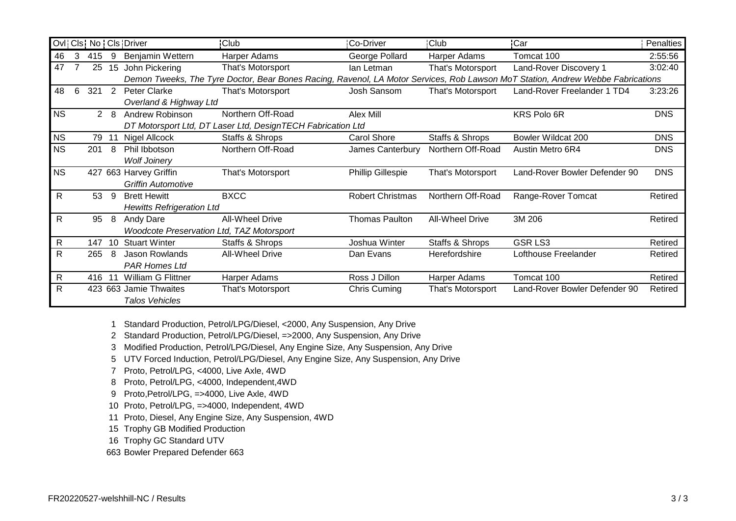| Ovl | Cls | No | Cls | Driver | Club | Co-Driver | Club | Car | Penalties |
|---|---|---|---|---|---|---|---|---|---|
| 46 | 3 | 415 | 9 | Benjamin Wettern | Harper Adams | George Pollard | Harper Adams | Tomcat 100 | 2:55:56 |
| 47 | 7 | 25 | 15 | John Pickering | That's Motorsport | Ian Letman | That's Motorsport | Land-Rover Discovery 1 | 3:02:40 |
| | | | | *Demon Tweeks, The Tyre Doctor, Bear Bones Racing, Ravenol, LA Motor Services, Rob Lawson MoT Station, Andrew Webbe Fabrications* | | | | | |
| 48 | 6 | 321 | 2 | Peter Clarke | That's Motorsport | Josh Sansom | That's Motorsport | Land-Rover Freelander 1 TD4 | 3:23:26 |
| | | | | *Overland & Highway Ltd* | | | | | |
| NS | | 2 | 8 | Andrew Robinson | Northern Off-Road | Alex Mill | | KRS Polo 6R | DNS |
| | | | | *DT Motorsport Ltd, DT Laser Ltd, DesignTECH Fabrication Ltd* | | | | | |
| NS | | 79 | 11 | Nigel Allcock | Staffs & Shrops | Carol Shore | Staffs & Shrops | Bowler Wildcat 200 | DNS |
| NS | | 201 | 8 | Phil Ibbotson | Northern Off-Road | James Canterbury | Northern Off-Road | Austin Metro 6R4 | DNS |
| | | | | *Wolf Joinery* | | | | | |
| NS | | 427 | 663 | Harvey Griffin | That's Motorsport | Phillip Gillespie | That's Motorsport | Land-Rover Bowler Defender 90 | DNS |
| | | | | *Griffin Automotive* | | | | | |
| R | | 53 | 9 | Brett Hewitt | BXCC | Robert Christmas | Northern Off-Road | Range-Rover Tomcat | Retired |
| | | | | *Hewitts Refrigeration Ltd* | | | | | |
| R | | 95 | 8 | Andy Dare | All-Wheel Drive | Thomas Paulton | All-Wheel Drive | 3M 206 | Retired |
| | | | | *Woodcote Preservation Ltd, TAZ Motorsport* | | | | | |
| R | | 147 | 10 | Stuart Winter | Staffs & Shrops | Joshua Winter | Staffs & Shrops | GSR LS3 | Retired |
| R | | 265 | 8 | Jason Rowlands | All-Wheel Drive | Dan Evans | Herefordshire | Lofthouse Freelander | Retired |
| | | | | *PAR Homes Ltd* | | | | | |
| R | | 416 | 11 | William G Flittner | Harper Adams | Ross J Dillon | Harper Adams | Tomcat 100 | Retired |
| R | | 423 | 663 | Jamie Thwaites | That's Motorsport | Chris Cuming | That's Motorsport | Land-Rover Bowler Defender 90 | Retired |
| | | | | *Talos Vehicles* | | | | | |

1 Standard Production, Petrol/LPG/Diesel, <2000, Any Suspension, Any Drive
2 Standard Production, Petrol/LPG/Diesel, =>2000, Any Suspension, Any Drive
3 Modified Production, Petrol/LPG/Diesel, Any Engine Size, Any Suspension, Any Drive
5 UTV Forced Induction, Petrol/LPG/Diesel, Any Engine Size, Any Suspension, Any Drive
7 Proto, Petrol/LPG, <4000, Live Axle, 4WD
8 Proto, Petrol/LPG, <4000, Independent,4WD
9 Proto,Petrol/LPG, =>4000, Live Axle, 4WD
10 Proto, Petrol/LPG, =>4000, Independent, 4WD
11 Proto, Diesel, Any Engine Size, Any Suspension, 4WD
15 Trophy GB Modified Production
16 Trophy GC Standard UTV
663 Bowler Prepared Defender 663